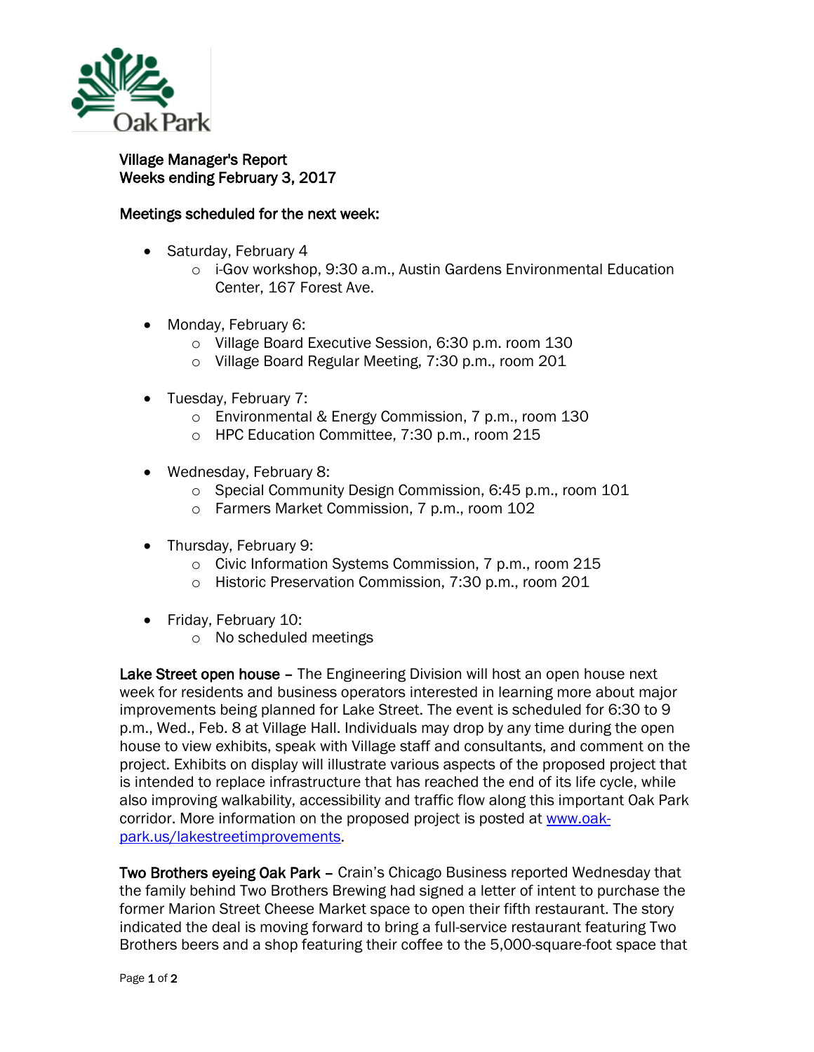Oak Park

# Village Manager's Report
## Weeks ending February 3, 2017

### Meetings scheduled for the next week:

- Saturday, February 4
  - i-Gov workshop, 9:30 a.m., Austin Gardens Environmental Education Center, 167 Forest Ave.

- Monday, February 6:
  - Village Board Executive Session, 6:30 p.m. room 130
  - Village Board Regular Meeting, 7:30 p.m., room 201

- Tuesday, February 7:
  - Environmental & Energy Commission, 7 p.m., room 130
  - HPC Education Committee, 7:30 p.m., room 215

- Wednesday, February 8:
  - Special Community Design Commission, 6:45 p.m., room 101
  - Farmers Market Commission, 7 p.m., room 102

- Thursday, February 9:
  - Civic Information Systems Commission, 7 p.m., room 215
  - Historic Preservation Commission, 7:30 p.m., room 201

- Friday, February 10:
  - No scheduled meetings

**Lake Street open house** – The Engineering Division will host an open house next week for residents and business operators interested in learning more about major improvements being planned for Lake Street. The event is scheduled for 6:30 to 9 p.m., Wed., Feb. 8 at Village Hall. Individuals may drop by any time during the open house to view exhibits, speak with Village staff and consultants, and comment on the project. Exhibits on display will illustrate various aspects of the proposed project that is intended to replace infrastructure that has reached the end of its life cycle, while also improving walkability, accessibility and traffic flow along this important Oak Park corridor. More information on the proposed project is posted at www.oak-park.us/lakestreetimprovements.

**Two Brothers eyeing Oak Park** – Crain's Chicago Business reported Wednesday that the family behind Two Brothers Brewing had signed a letter of intent to purchase the former Marion Street Cheese Market space to open their fifth restaurant. The story indicated the deal is moving forward to bring a full-service restaurant featuring Two Brothers beers and a shop featuring their coffee to the 5,000-square-foot space that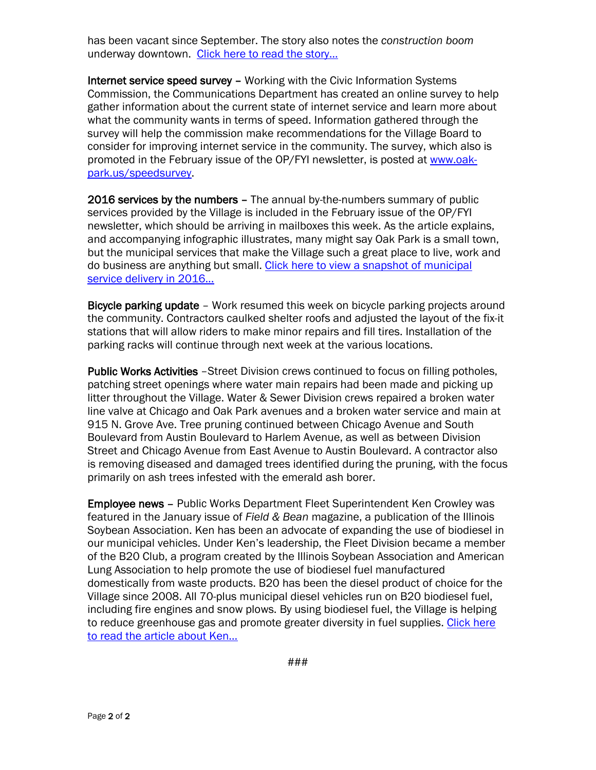has been vacant since September. The story also notes the *construction boom* underway downtown. [Click here to read the story…]

**Internet service speed survey** – Working with the Civic Information Systems Commission, the Communications Department has created an online survey to help gather information about the current state of internet service and learn more about what the community wants in terms of speed. Information gathered through the survey will help the commission make recommendations for the Village Board to consider for improving internet service in the community. The survey, which also is promoted in the February issue of the OP/FYI newsletter, is posted at www.oak-park.us/speedsurvey.

**2016 services by the numbers** – The annual by-the-numbers summary of public services provided by the Village is included in the February issue of the OP/FYI newsletter, which should be arriving in mailboxes this week. As the article explains, and accompanying infographic illustrates, many might say Oak Park is a small town, but the municipal services that make the Village such a great place to live, work and do business are anything but small. [Click here to view a snapshot of municipal service delivery in 2016…]

**Bicycle parking update** – Work resumed this week on bicycle parking projects around the community. Contractors caulked shelter roofs and adjusted the layout of the fix-it stations that will allow riders to make minor repairs and fill tires. Installation of the parking racks will continue through next week at the various locations.

**Public Works Activities** –Street Division crews continued to focus on filling potholes, patching street openings where water main repairs had been made and picking up litter throughout the Village. Water & Sewer Division crews repaired a broken water line valve at Chicago and Oak Park avenues and a broken water service and main at 915 N. Grove Ave. Tree pruning continued between Chicago Avenue and South Boulevard from Austin Boulevard to Harlem Avenue, as well as between Division Street and Chicago Avenue from East Avenue to Austin Boulevard. A contractor also is removing diseased and damaged trees identified during the pruning, with the focus primarily on ash trees infested with the emerald ash borer.

**Employee news** – Public Works Department Fleet Superintendent Ken Crowley was featured in the January issue of *Field & Bean* magazine, a publication of the Illinois Soybean Association. Ken has been an advocate of expanding the use of biodiesel in our municipal vehicles. Under Ken's leadership, the Fleet Division became a member of the B20 Club, a program created by the Illinois Soybean Association and American Lung Association to help promote the use of biodiesel fuel manufactured domestically from waste products. B20 has been the diesel product of choice for the Village since 2008. All 70-plus municipal diesel vehicles run on B20 biodiesel fuel, including fire engines and snow plows. By using biodiesel fuel, the Village is helping to reduce greenhouse gas and promote greater diversity in fuel supplies. [Click here to read the article about Ken…]

###